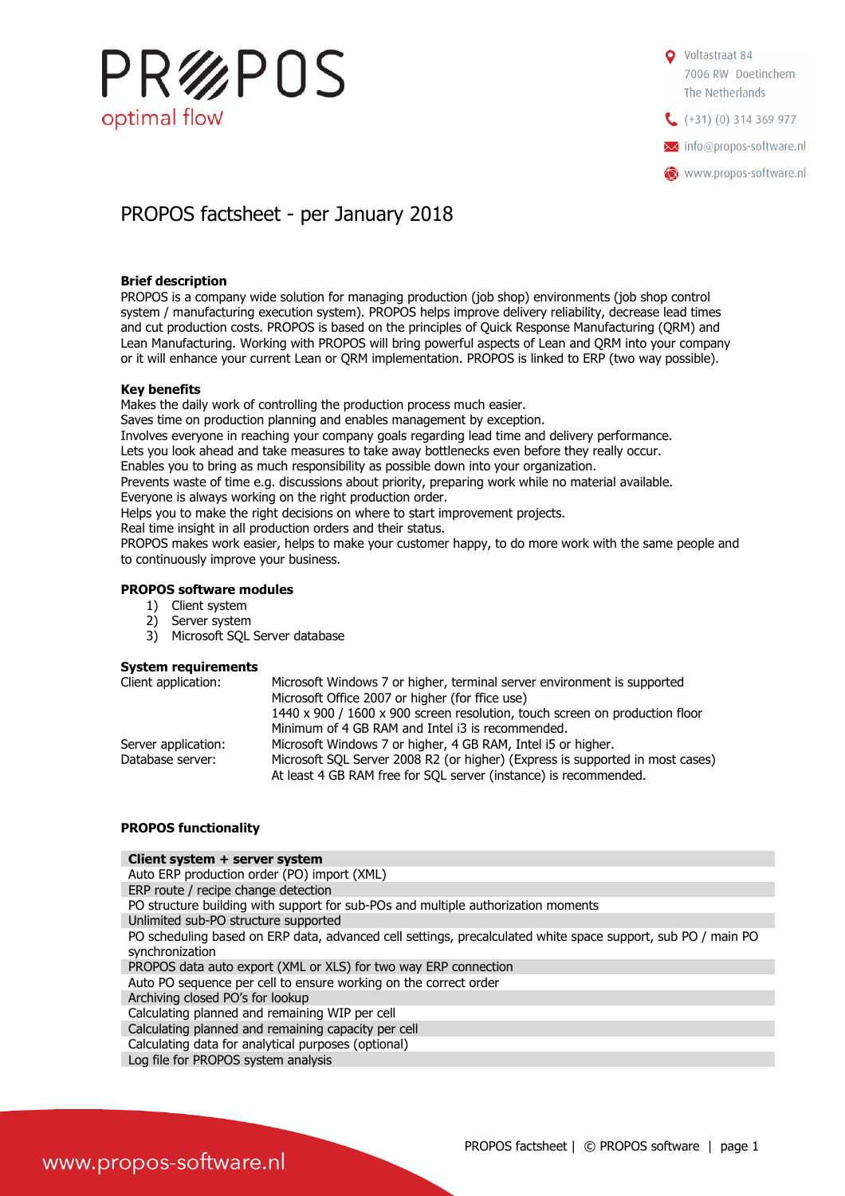PR///POS
optimal flow

Voltastraat 84
7006 RW Doetinchem
The Netherlands

(+31) (0) 314 369 977

info@propos-software.nl

www.propos-software.nl

# PROPOS factsheet - per January 2018

**Brief description**

PROPOS is a company wide solution for managing production (job shop) environments (job shop control system / manufacturing execution system). PROPOS helps improve delivery reliability, decrease lead times and cut production costs. PROPOS is based on the principles of Quick Response Manufacturing (QRM) and Lean Manufacturing. Working with PROPOS will bring powerful aspects of Lean and QRM into your company or it will enhance your current Lean or QRM implementation. PROPOS is linked to ERP (two way possible).

**Key benefits**

Makes the daily work of controlling the production process much easier.
Saves time on production planning and enables management by exception.
Involves everyone in reaching your company goals regarding lead time and delivery performance.
Lets you look ahead and take measures to take away bottlenecks even before they really occur.
Enables you to bring as much responsibility as possible down into your organization.
Prevents waste of time e.g. discussions about priority, preparing work while no material available.
Everyone is always working on the right production order.
Helps you to make the right decisions on where to start improvement projects.
Real time insight in all production orders and their status.
PROPOS makes work easier, helps to make your customer happy, to do more work with the same people and to continuously improve your business.

**PROPOS software modules**

1) Client system
2) Server system
3) Microsoft SQL Server database

**System requirements**

| | |
|---|---|
| Client application: | Microsoft Windows 7 or higher, terminal server environment is supported<br>Microsoft Office 2007 or higher (for ffice use)<br>1440 x 900 / 1600 x 900 screen resolution, touch screen on production floor<br>Minimum of 4 GB RAM and Intel i3 is recommended. |
| Server application: | Microsoft Windows 7 or higher, 4 GB RAM, Intel i5 or higher. |
| Database server: | Microsoft SQL Server 2008 R2 (or higher) (Express is supported in most cases)<br>At least 4 GB RAM free for SQL server (instance) is recommended. |

**PROPOS functionality**

| **Client system + server system** |
|---|
| Auto ERP production order (PO) import (XML) |
| ERP route / recipe change detection |
| PO structure building with support for sub-POs and multiple authorization moments |
| Unlimited sub-PO structure supported |
| PO scheduling based on ERP data, advanced cell settings, precalculated white space support, sub PO / main PO synchronization |
| PROPOS data auto export (XML or XLS) for two way ERP connection |
| Auto PO sequence per cell to ensure working on the correct order |
| Archiving closed PO's for lookup |
| Calculating planned and remaining WIP per cell |
| Calculating planned and remaining capacity per cell |
| Calculating data for analytical purposes (optional) |
| Log file for PROPOS system analysis |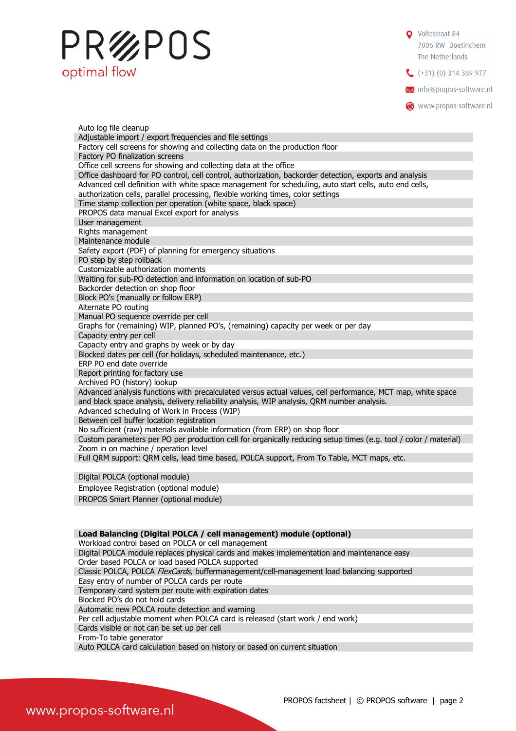Auto log file cleanup
Adjustable import / export frequencies and file settings
Factory cell screens for showing and collecting data on the production floor
Factory PO finalization screens
Office cell screens for showing and collecting data at the office
Office dashboard for PO control, cell control, authorization, backorder detection, exports and analysis
Advanced cell definition with white space management for scheduling, auto start cells, auto end cells, authorization cells, parallel processing, flexible working times, color settings
Time stamp collection per operation (white space, black space)
PROPOS data manual Excel export for analysis
User management
Rights management
Maintenance module
Safety export (PDF) of planning for emergency situations
PO step by step rollback
Customizable authorization moments
Waiting for sub-PO detection and information on location of sub-PO
Backorder detection on shop floor
Block PO's (manually or follow ERP)
Alternate PO routing
Manual PO sequence override per cell
Graphs for (remaining) WIP, planned PO's, (remaining) capacity per week or per day
Capacity entry per cell
Capacity entry and graphs by week or by day
Blocked dates per cell (for holidays, scheduled maintenance, etc.)
ERP PO end date override
Report printing for factory use
Archived PO (history) lookup
Advanced analysis functions with precalculated versus actual values, cell performance, MCT map, white space and black space analysis, delivery reliability analysis, WIP analysis, QRM number analysis.
Advanced scheduling of Work in Process (WIP)
Between cell buffer location registration
No sufficient (raw) materials available information (from ERP) on shop floor
Custom parameters per PO per production cell for organically reducing setup times (e.g. tool / color / material)
Zoom in on machine / operation level
Full QRM support: QRM cells, lead time based, POLCA support, From To Table, MCT maps, etc.

Digital POLCA (optional module)
Employee Registration (optional module)
PROPOS Smart Planner (optional module)

**Load Balancing (Digital POLCA / cell management) module (optional)**

Workload control based on POLCA or cell management
Digital POLCA module replaces physical cards and makes implementation and maintenance easy
Order based POLCA or load based POLCA supported
Classic POLCA, POLCA *FlexCards*, buffermanagement/cell-management load balancing supported
Easy entry of number of POLCA cards per route
Temporary card system per route with expiration dates
Blocked PO's do not hold cards
Automatic new POLCA route detection and warning
Per cell adjustable moment when POLCA card is released (start work / end work)
Cards visible or not can be set up per cell
From-To table generator
Auto POLCA card calculation based on history or based on current situation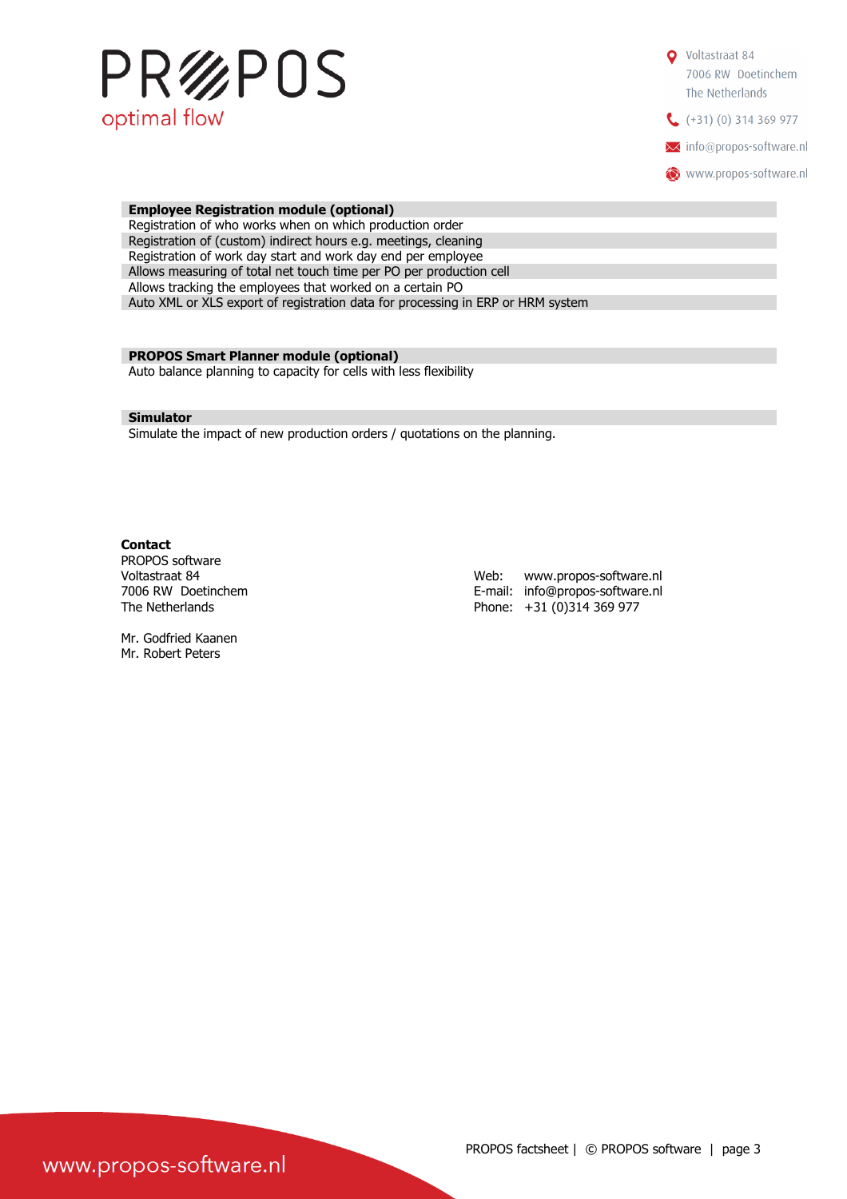### Employee Registration module (optional)

- Registration of who works when on which production order
- Registration of (custom) indirect hours e.g. meetings, cleaning
- Registration of work day start and work day end per employee
- Allows measuring of total net touch time per PO per production cell
- Allows tracking the employees that worked on a certain PO
- Auto XML or XLS export of registration data for processing in ERP or HRM system

### PROPOS Smart Planner module (optional)

- Auto balance planning to capacity for cells with less flexibility

### Simulator

Simulate the impact of new production orders / quotations on the planning.

**Contact**

PROPOS software
Voltastraat 84
7006 RW Doetinchem
The Netherlands

Web: www.propos-software.nl
E-mail: info@propos-software.nl
Phone: +31 (0)314 369 977

Mr. Godfried Kaanen
Mr. Robert Peters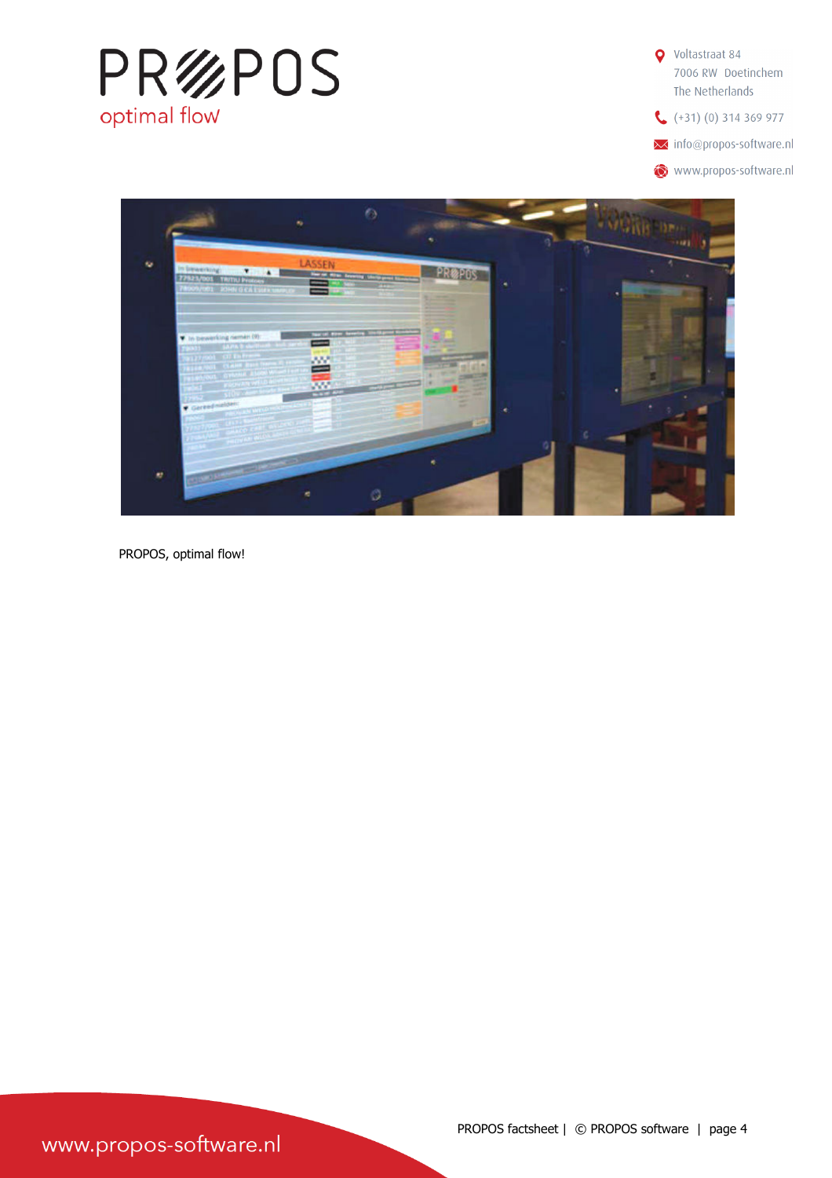PROPOS, optimal flow!